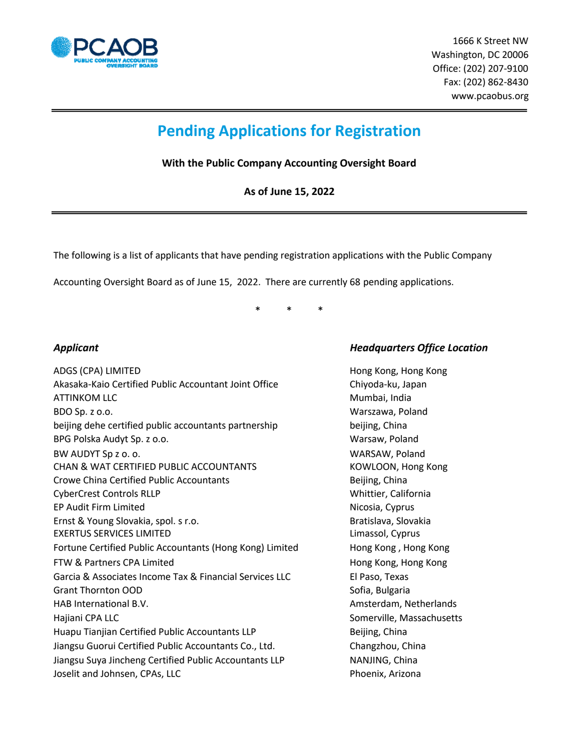PCAOB
PUBLIC COMPANY ACCOUNTING OVERSIGHT BOARD

1666 K Street NW
Washington, DC 20006
Office: (202) 207-9100
Fax: (202) 862-8430
www.pcaobus.org

# Pending Applications for Registration

**With the Public Company Accounting Oversight Board**

**As of June 15, 2022**

The following is a list of applicants that have pending registration applications with the Public Company Accounting Oversight Board as of June 15, 2022. There are currently 68 pending applications.

\* \* \*

| *Applicant* | *Headquarters Office Location* |
|---|---|
| ADGS (CPA) LIMITED | Hong Kong, Hong Kong |
| Akasaka-Kaio Certified Public Accountant Joint Office | Chiyoda-ku, Japan |
| ATTINKOM LLC | Mumbai, India |
| BDO Sp. z o.o. | Warszawa, Poland |
| beijing dehe certified public accountants partnership | beijing, China |
| BPG Polska Audyt Sp. z o.o. | Warsaw, Poland |
| BW AUDYT Sp z o. o. | WARSAW, Poland |
| CHAN & WAT CERTIFIED PUBLIC ACCOUNTANTS | KOWLOON, Hong Kong |
| Crowe China Certified Public Accountants | Beijing, China |
| CyberCrest Controls RLLP | Whittier, California |
| EP Audit Firm Limited | Nicosia, Cyprus |
| Ernst & Young Slovakia, spol. s r.o. | Bratislava, Slovakia |
| EXERTUS SERVICES LIMITED | Limassol, Cyprus |
| Fortune Certified Public Accountants (Hong Kong) Limited | Hong Kong , Hong Kong |
| FTW & Partners CPA Limited | Hong Kong, Hong Kong |
| Garcia & Associates Income Tax & Financial Services LLC | El Paso, Texas |
| Grant Thornton OOD | Sofia, Bulgaria |
| HAB International B.V. | Amsterdam, Netherlands |
| Hajiani CPA LLC | Somerville, Massachusetts |
| Huapu Tianjian Certified Public Accountants LLP | Beijing, China |
| Jiangsu Guorui Certified Public Accountants Co., Ltd. | Changzhou, China |
| Jiangsu Suya Jincheng Certified Public Accountants LLP | NANJING, China |
| Joselit and Johnsen, CPAs, LLC | Phoenix, Arizona |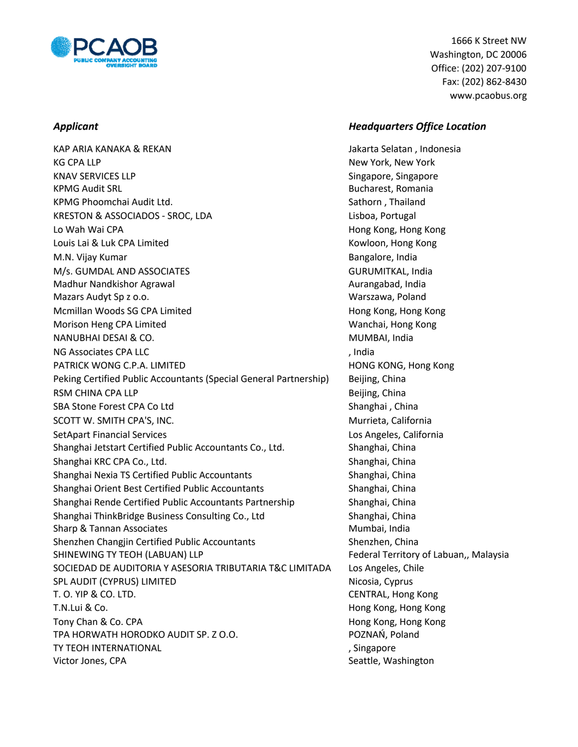PCAOB
PUBLIC COMPANY ACCOUNTING OVERSIGHT BOARD

1666 K Street NW
Washington, DC 20006
Office: (202) 207-9100
Fax: (202) 862-8430
www.pcaobus.org

| *Applicant* | *Headquarters Office Location* |
|---|---|
| KAP ARIA KANAKA & REKAN | Jakarta Selatan , Indonesia |
| KG CPA LLP | New York, New York |
| KNAV SERVICES LLP | Singapore, Singapore |
| KPMG Audit SRL | Bucharest, Romania |
| KPMG Phoomchai Audit Ltd. | Sathorn , Thailand |
| KRESTON & ASSOCIADOS - SROC, LDA | Lisboa, Portugal |
| Lo Wah Wai CPA | Hong Kong, Hong Kong |
| Louis Lai & Luk CPA Limited | Kowloon, Hong Kong |
| M.N. Vijay Kumar | Bangalore, India |
| M/s. GUMDAL AND ASSOCIATES | GURUMITKAL, India |
| Madhur Nandkishor Agrawal | Aurangabad, India |
| Mazars Audyt Sp z o.o. | Warszawa, Poland |
| Mcmillan Woods SG CPA Limited | Hong Kong, Hong Kong |
| Morison Heng CPA Limited | Wanchai, Hong Kong |
| NANUBHAI DESAI & CO. | MUMBAI, India |
| NG Associates CPA LLC | , India |
| PATRICK WONG C.P.A. LIMITED | HONG KONG, Hong Kong |
| Peking Certified Public Accountants (Special General Partnership) | Beijing, China |
| RSM CHINA CPA LLP | Beijing, China |
| SBA Stone Forest CPA Co Ltd | Shanghai , China |
| SCOTT W. SMITH CPA'S, INC. | Murrieta, California |
| SetApart Financial Services | Los Angeles, California |
| Shanghai Jetstart Certified Public Accountants Co., Ltd. | Shanghai, China |
| Shanghai KRC CPA Co., Ltd. | Shanghai, China |
| Shanghai Nexia TS Certified Public Accountants | Shanghai, China |
| Shanghai Orient Best Certified Public Accountants | Shanghai, China |
| Shanghai Rende Certified Public Accountants Partnership | Shanghai, China |
| Shanghai ThinkBridge Business Consulting Co., Ltd | Shanghai, China |
| Sharp & Tannan Associates | Mumbai, India |
| Shenzhen Changjin Certified Public Accountants | Shenzhen, China |
| SHINEWING TY TEOH (LABUAN) LLP | Federal Territory of Labuan,, Malaysia |
| SOCIEDAD DE AUDITORIA Y ASESORIA TRIBUTARIA T&C LIMITADA | Los Angeles, Chile |
| SPL AUDIT (CYPRUS) LIMITED | Nicosia, Cyprus |
| T. O. YIP & CO. LTD. | CENTRAL, Hong Kong |
| T.N.Lui & Co. | Hong Kong, Hong Kong |
| Tony Chan & Co. CPA | Hong Kong, Hong Kong |
| TPA HORWATH HORODKO AUDIT SP. Z O.O. | POZNAŃ, Poland |
| TY TEOH INTERNATIONAL | , Singapore |
| Victor Jones, CPA | Seattle, Washington |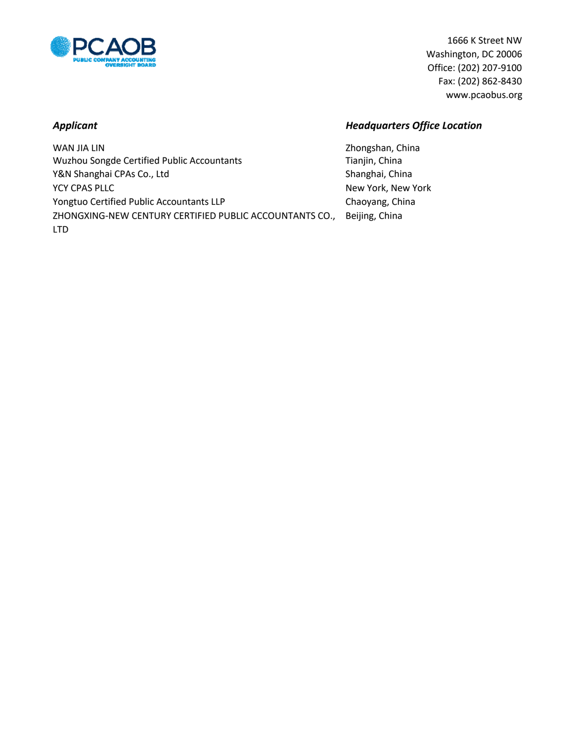| *Applicant* | *Headquarters Office Location* |
| --- | --- |
| WAN JIA LIN | Zhongshan, China |
| Wuzhou Songde Certified Public Accountants | Tianjin, China |
| Y&N Shanghai CPAs Co., Ltd | Shanghai, China |
| YCY CPAS PLLC | New York, New York |
| Yongtuo Certified Public Accountants LLP | Chaoyang, China |
| ZHONGXING-NEW CENTURY CERTIFIED PUBLIC ACCOUNTANTS CO., LTD | Beijing, China |